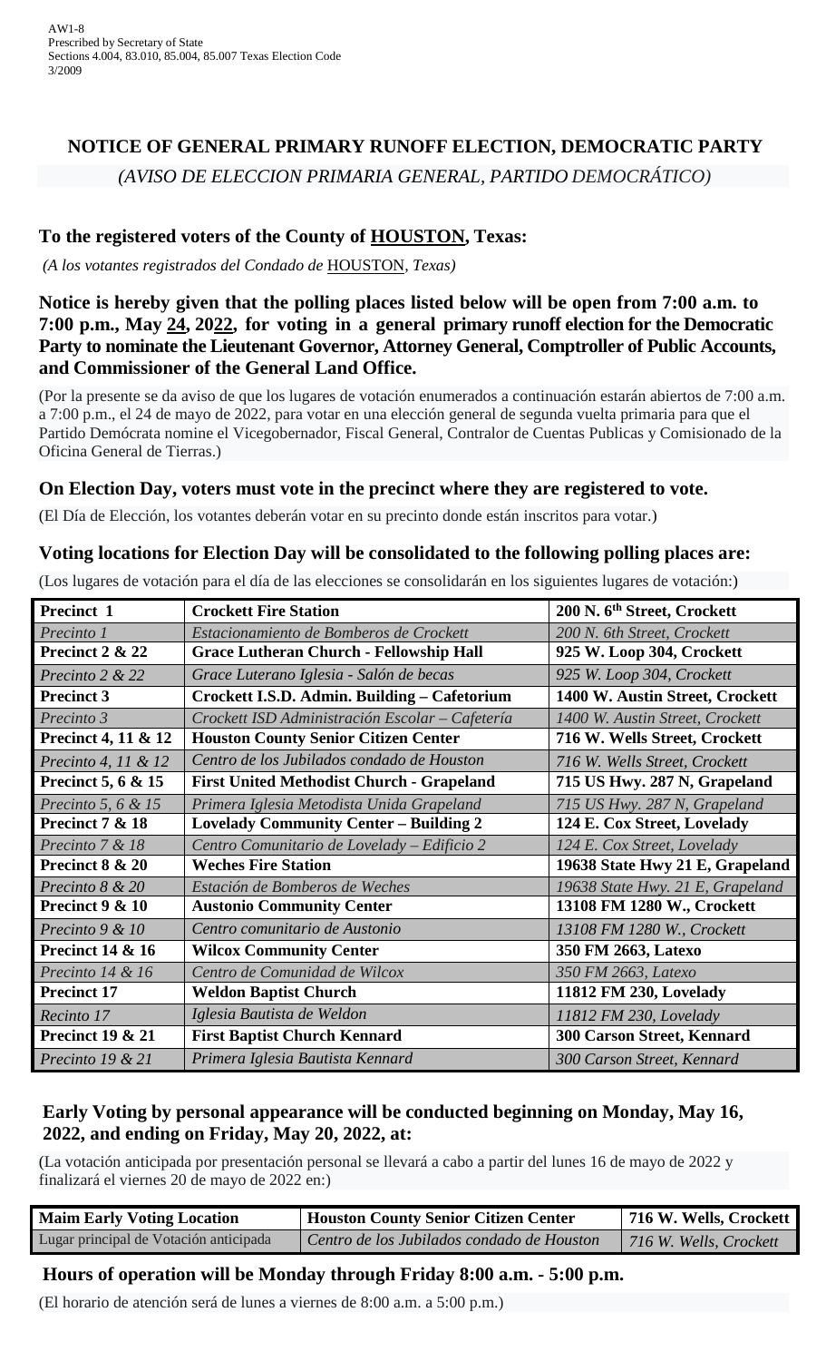AW1-8
Prescribed by Secretary of State
Sections 4.004, 83.010, 85.004, 85.007 Texas Election Code
3/2009

## NOTICE OF GENERAL PRIMARY RUNOFF ELECTION, DEMOCRATIC PARTY

*(AVISO DE ELECCION PRIMARIA GENERAL, PARTIDO DEMOCRÁTICO)*

### To the registered voters of the County of HOUSTON, Texas:

*(A los votantes registrados del Condado de* HOUSTON*, Texas)*

**Notice is hereby given that the polling places listed below will be open from 7:00 a.m. to 7:00 p.m., May 24, 2022, for voting in a general primary runoff election for the Democratic Party to nominate the Lieutenant Governor, Attorney General, Comptroller of Public Accounts, and Commissioner of the General Land Office.**

(Por la presente se da aviso de que los lugares de votación enumerados a continuación estarán abiertos de 7:00 a.m. a 7:00 p.m., el 24 de mayo de 2022, para votar en una elección general de segunda vuelta primaria para que el Partido Demócrata nomine el Vicegobernador, Fiscal General, Contralor de Cuentas Publicas y Comisionado de la Oficina General de Tierras.)

**On Election Day, voters must vote in the precinct where they are registered to vote.**

(El Día de Elección, los votantes deberán votar en su precinto donde están inscritos para votar.)

**Voting locations for Election Day will be consolidated to the following polling places are:**

(Los lugares de votación para el día de las elecciones se consolidarán en los siguientes lugares de votación:)

| **Precinct 1** | **Crockett Fire Station** | **200 N. 6th Street, Crockett** |
|---|---|---|
| *Precinto 1* | *Estacionamiento de Bomberos de Crockett* | *200 N. 6th Street, Crockett* |
| **Precinct 2 & 22** | **Grace Lutheran Church - Fellowship Hall** | **925 W. Loop 304, Crockett** |
| *Precinto 2 & 22* | *Grace Luterano Iglesia - Salón de becas* | *925 W. Loop 304, Crockett* |
| **Precinct 3** | **Crockett I.S.D. Admin. Building – Cafetorium** | **1400 W. Austin Street, Crockett** |
| *Precinto 3* | *Crockett ISD Administración Escolar – Cafetería* | *1400 W. Austin Street, Crockett* |
| **Precinct 4, 11 & 12** | **Houston County Senior Citizen Center** | **716 W. Wells Street, Crockett** |
| *Precinto 4, 11 & 12* | *Centro de los Jubilados condado de Houston* | *716 W. Wells Street, Crockett* |
| **Precinct 5, 6 & 15** | **First United Methodist Church - Grapeland** | **715 US Hwy. 287 N, Grapeland** |
| *Precinto 5, 6 & 15* | *Primera Iglesia Metodista Unida Grapeland* | *715 US Hwy. 287 N, Grapeland* |
| **Precinct 7 & 18** | **Lovelady Community Center – Building 2** | **124 E. Cox Street, Lovelady** |
| *Precinto 7 & 18* | *Centro Comunitario de Lovelady – Edificio 2* | *124 E. Cox Street, Lovelady* |
| **Precinct 8 & 20** | **Weches Fire Station** | **19638 State Hwy 21 E, Grapeland** |
| *Precinto 8 & 20* | *Estación de Bomberos de Weches* | *19638 State Hwy. 21 E, Grapeland* |
| **Precinct 9 & 10** | **Austonio Community Center** | **13108 FM 1280 W., Crockett** |
| *Precinto 9 & 10* | *Centro comunitario de Austonio* | *13108 FM 1280 W., Crockett* |
| **Precinct 14 & 16** | **Wilcox Community Center** | **350 FM 2663, Latexo** |
| *Precinto 14 & 16* | *Centro de Comunidad de Wilcox* | *350 FM 2663, Latexo* |
| **Precinct 17** | **Weldon Baptist Church** | **11812 FM 230, Lovelady** |
| *Recinto 17* | *Iglesia Bautista de Weldon* | *11812 FM 230, Lovelady* |
| **Precinct 19 & 21** | **First Baptist Church Kennard** | **300 Carson Street, Kennard** |
| *Precinto 19 & 21* | *Primera Iglesia Bautista Kennard* | *300 Carson Street, Kennard* |

**Early Voting by personal appearance will be conducted beginning on Monday, May 16, 2022, and ending on Friday, May 20, 2022, at:**

(La votación anticipada por presentación personal se llevará a cabo a partir del lunes 16 de mayo de 2022 y finalizará el viernes 20 de mayo de 2022 en:)

| **Maim Early Voting Location** | **Houston County Senior Citizen Center** | **716 W. Wells, Crockett** |
|---|---|---|
| Lugar principal de Votación anticipada | *Centro de los Jubilados condado de Houston* | *716 W. Wells, Crockett* |

**Hours of operation will be Monday through Friday 8:00 a.m. - 5:00 p.m.**

(El horario de atención será de lunes a viernes de 8:00 a.m. a 5:00 p.m.)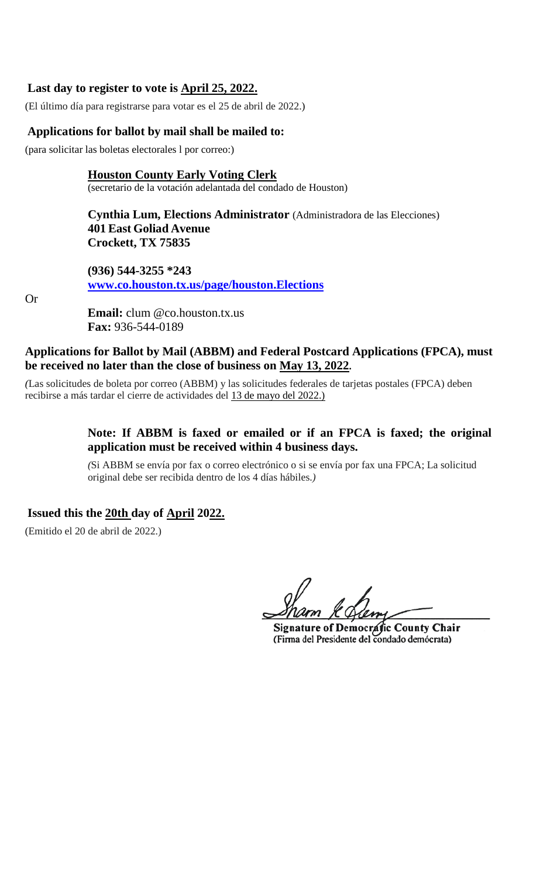**Last day to register to vote is <u>April 25, 2022.</u>**

(El último día para registrarse para votar es el 25 de abril de 2022.)

**Applications for ballot by mail shall be mailed to:**

(para solicitar las boletas electorales l por correo:)

**<u>Houston County Early Voting Clerk</u>**
(secretario de la votación adelantada del condado de Houston)

**Cynthia Lum, Elections Administrator** (Administradora de las Elecciones)
**401 East Goliad Avenue**
**Crockett, TX 75835**

**(936) 544-3255 *243**
**www.co.houston.tx.us/page/houston.Elections**

Or

**Email:** clum @co.houston.tx.us
**Fax:** 936-544-0189

**Applications for Ballot by Mail (ABBM) and Federal Postcard Applications (FPCA), must be received no later than the close of business on <u>May 13, 2022</u>.**

*(*Las solicitudes de boleta por correo (ABBM) y las solicitudes federales de tarjetas postales (FPCA) deben recibirse a más tardar el cierre de actividades del <u>13 de mayo del 2022.)</u>

**Note: If ABBM is faxed or emailed or if an FPCA is faxed; the original application must be received within 4 business days.**

*(*Si ABBM se envía por fax o correo electrónico o si se envía por fax una FPCA; La solicitud original debe ser recibida dentro de los 4 días hábiles.*)*

**Issued this the <u>20th</u> day of <u>April</u> 20<u>22.</u>**

(Emitido el 20 de abril de 2022.)

**Signature of Democratic County Chair**
**(Firma del Presidente del condado demócrata)**